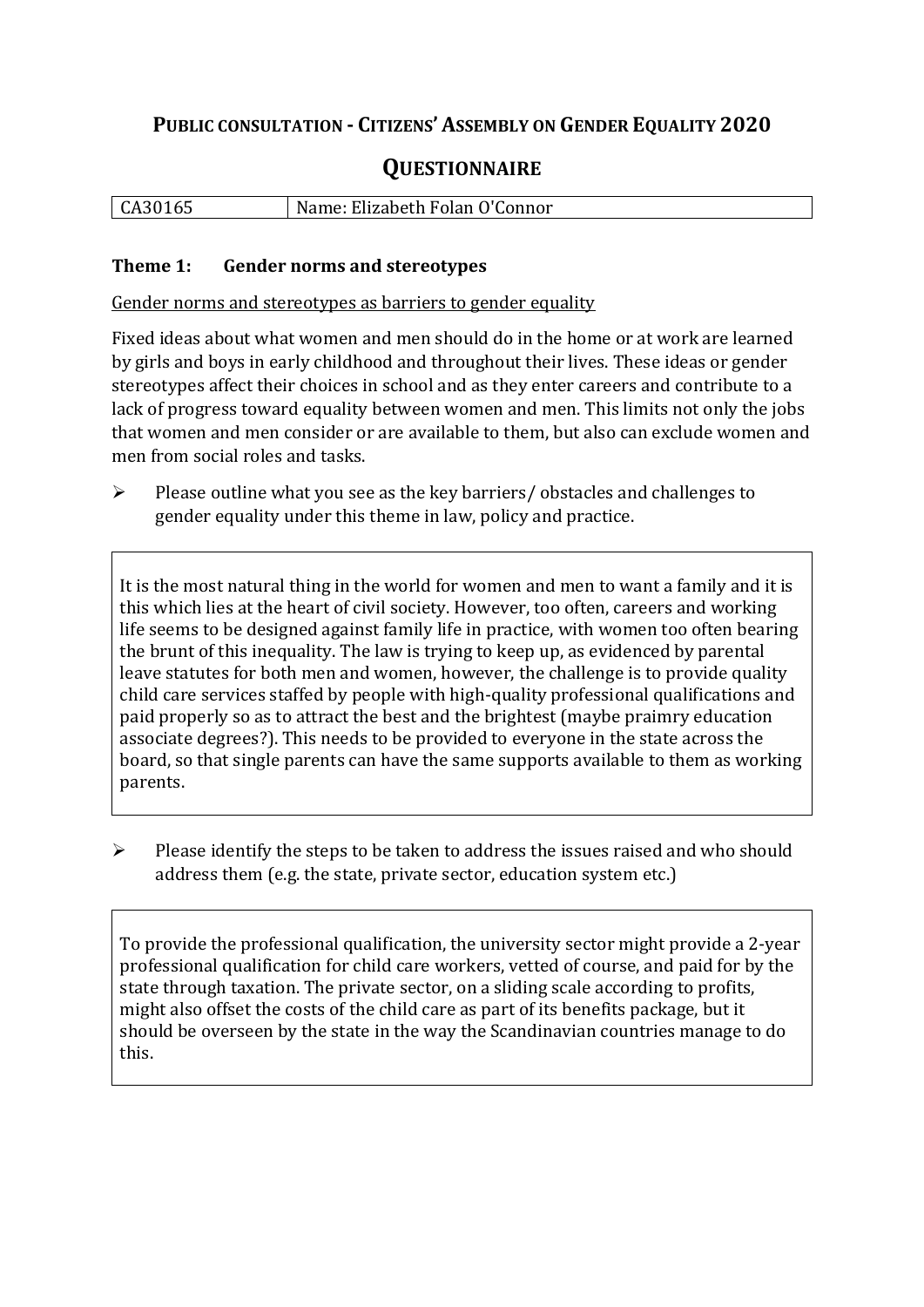# Public consultation - Citizens' Assembly on Gender Equality 2020

## Questionnaire

| CA30165 | Name: Elizabeth Folan O'Connor |
|---|---|

### Theme 1: Gender norms and stereotypes

Gender norms and stereotypes as barriers to gender equality

Fixed ideas about what women and men should do in the home or at work are learned by girls and boys in early childhood and throughout their lives. These ideas or gender stereotypes affect their choices in school and as they enter careers and contribute to a lack of progress toward equality between women and men. This limits not only the jobs that women and men consider or are available to them, but also can exclude women and men from social roles and tasks.

- Please outline what you see as the key barriers/ obstacles and challenges to gender equality under this theme in law, policy and practice.

It is the most natural thing in the world for women and men to want a family and it is this which lies at the heart of civil society. However, too often, careers and working life seems to be designed against family life in practice, with women too often bearing the brunt of this inequality. The law is trying to keep up, as evidenced by parental leave statutes for both men and women, however, the challenge is to provide quality child care services staffed by people with high-quality professional qualifications and paid properly so as to attract the best and the brightest (maybe praimry education associate degrees?). This needs to be provided to everyone in the state across the board, so that single parents can have the same supports available to them as working parents.

- Please identify the steps to be taken to address the issues raised and who should address them (e.g. the state, private sector, education system etc.)

To provide the professional qualification, the university sector might provide a 2-year professional qualification for child care workers, vetted of course, and paid for by the state through taxation. The private sector, on a sliding scale according to profits, might also offset the costs of the child care as part of its benefits package, but it should be overseen by the state in the way the Scandinavian countries manage to do this.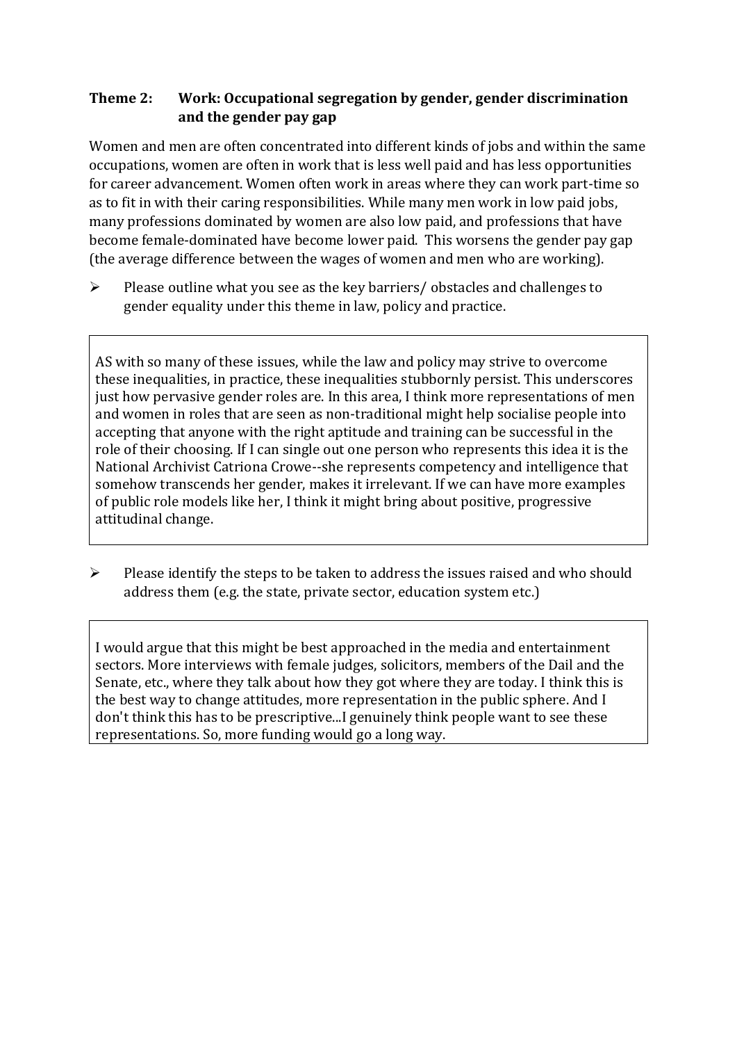**Theme 2: Work: Occupational segregation by gender, gender discrimination and the gender pay gap**

Women and men are often concentrated into different kinds of jobs and within the same occupations, women are often in work that is less well paid and has less opportunities for career advancement. Women often work in areas where they can work part-time so as to fit in with their caring responsibilities. While many men work in low paid jobs, many professions dominated by women are also low paid, and professions that have become female-dominated have become lower paid. This worsens the gender pay gap (the average difference between the wages of women and men who are working).

➢ Please outline what you see as the key barriers/ obstacles and challenges to gender equality under this theme in law, policy and practice.

AS with so many of these issues, while the law and policy may strive to overcome these inequalities, in practice, these inequalities stubbornly persist. This underscores just how pervasive gender roles are. In this area, I think more representations of men and women in roles that are seen as non-traditional might help socialise people into accepting that anyone with the right aptitude and training can be successful in the role of their choosing. If I can single out one person who represents this idea it is the National Archivist Catriona Crowe--she represents competency and intelligence that somehow transcends her gender, makes it irrelevant. If we can have more examples of public role models like her, I think it might bring about positive, progressive attitudinal change.

➢ Please identify the steps to be taken to address the issues raised and who should address them (e.g. the state, private sector, education system etc.)

I would argue that this might be best approached in the media and entertainment sectors. More interviews with female judges, solicitors, members of the Dail and the Senate, etc., where they talk about how they got where they are today. I think this is the best way to change attitudes, more representation in the public sphere. And I don't think this has to be prescriptive...I genuinely think people want to see these representations. So, more funding would go a long way.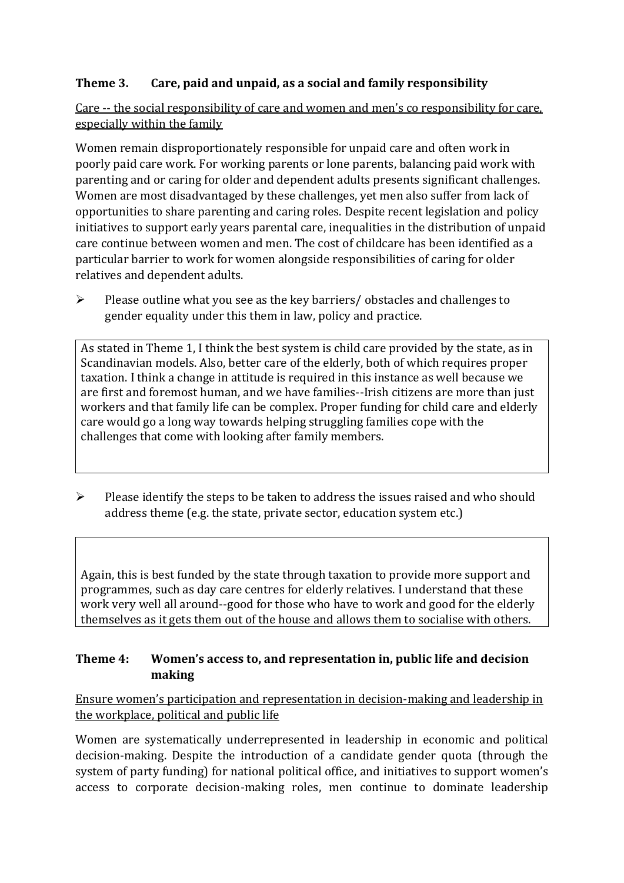### Theme 3. Care, paid and unpaid, as a social and family responsibility

Care -- the social responsibility of care and women and men's co responsibility for care, especially within the family

Women remain disproportionately responsible for unpaid care and often work in poorly paid care work. For working parents or lone parents, balancing paid work with parenting and or caring for older and dependent adults presents significant challenges. Women are most disadvantaged by these challenges, yet men also suffer from lack of opportunities to share parenting and caring roles. Despite recent legislation and policy initiatives to support early years parental care, inequalities in the distribution of unpaid care continue between women and men. The cost of childcare has been identified as a particular barrier to work for women alongside responsibilities of caring for older relatives and dependent adults.

- Please outline what you see as the key barriers/ obstacles and challenges to gender equality under this them in law, policy and practice.

> As stated in Theme 1, I think the best system is child care provided by the state, as in Scandinavian models. Also, better care of the elderly, both of which requires proper taxation. I think a change in attitude is required in this instance as well because we are first and foremost human, and we have families--Irish citizens are more than just workers and that family life can be complex. Proper funding for child care and elderly care would go a long way towards helping struggling families cope with the challenges that come with looking after family members.

- Please identify the steps to be taken to address the issues raised and who should address theme (e.g. the state, private sector, education system etc.)

> Again, this is best funded by the state through taxation to provide more support and programmes, such as day care centres for elderly relatives. I understand that these work very well all around--good for those who have to work and good for the elderly themselves as it gets them out of the house and allows them to socialise with others.

### Theme 4: Women's access to, and representation in, public life and decision making

Ensure women's participation and representation in decision-making and leadership in the workplace, political and public life

Women are systematically underrepresented in leadership in economic and political decision-making. Despite the introduction of a candidate gender quota (through the system of party funding) for national political office, and initiatives to support women's access to corporate decision-making roles, men continue to dominate leadership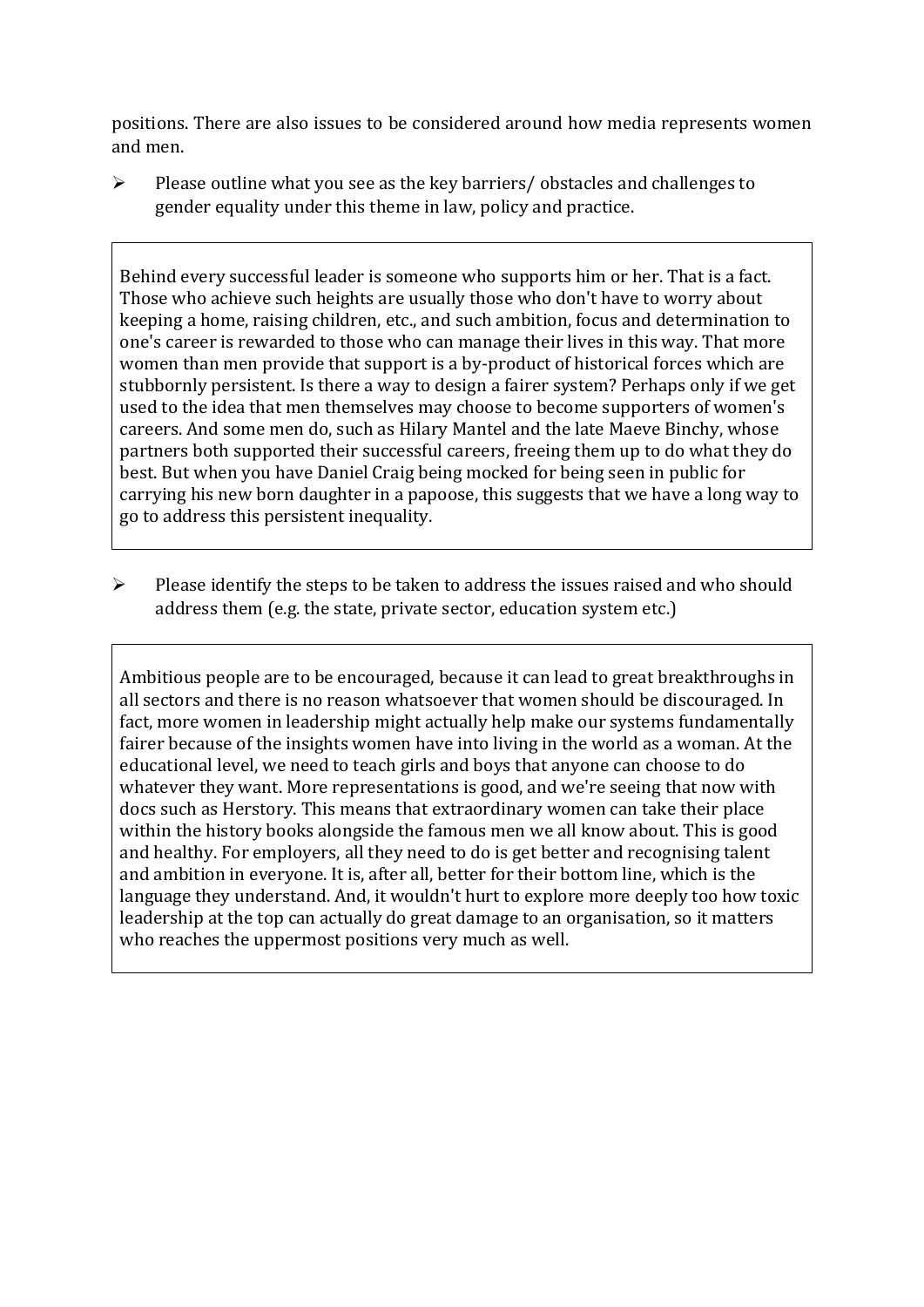positions. There are also issues to be considered around how media represents women and men.

- Please outline what you see as the key barriers/ obstacles and challenges to gender equality under this theme in law, policy and practice.

> Behind every successful leader is someone who supports him or her. That is a fact. Those who achieve such heights are usually those who don't have to worry about keeping a home, raising children, etc., and such ambition, focus and determination to one's career is rewarded to those who can manage their lives in this way. That more women than men provide that support is a by-product of historical forces which are stubbornly persistent. Is there a way to design a fairer system? Perhaps only if we get used to the idea that men themselves may choose to become supporters of women's careers. And some men do, such as Hilary Mantel and the late Maeve Binchy, whose partners both supported their successful careers, freeing them up to do what they do best. But when you have Daniel Craig being mocked for being seen in public for carrying his new born daughter in a papoose, this suggests that we have a long way to go to address this persistent inequality.

- Please identify the steps to be taken to address the issues raised and who should address them (e.g. the state, private sector, education system etc.)

> Ambitious people are to be encouraged, because it can lead to great breakthroughs in all sectors and there is no reason whatsoever that women should be discouraged. In fact, more women in leadership might actually help make our systems fundamentally fairer because of the insights women have into living in the world as a woman. At the educational level, we need to teach girls and boys that anyone can choose to do whatever they want. More representations is good, and we're seeing that now with docs such as Herstory. This means that extraordinary women can take their place within the history books alongside the famous men we all know about. This is good and healthy. For employers, all they need to do is get better and recognising talent and ambition in everyone. It is, after all, better for their bottom line, which is the language they understand. And, it wouldn't hurt to explore more deeply too how toxic leadership at the top can actually do great damage to an organisation, so it matters who reaches the uppermost positions very much as well.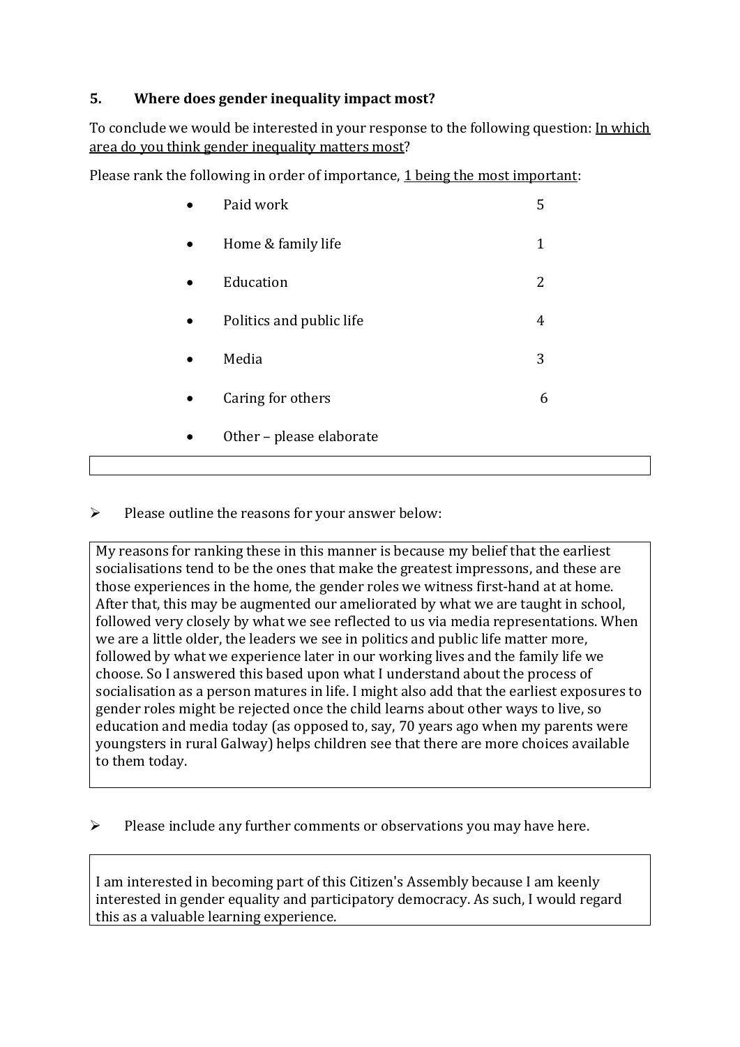### 5. Where does gender inequality impact most?

To conclude we would be interested in your response to the following question: In which area do you think gender inequality matters most?

Please rank the following in order of importance, 1 being the most important:

- Paid work 5
- Home & family life 1
- Education 2
- Politics and public life 4
- Media 3
- Caring for others 6
- Other – please elaborate

➢ Please outline the reasons for your answer below:

My reasons for ranking these in this manner is because my belief that the earliest socialisations tend to be the ones that make the greatest impressons, and these are those experiences in the home, the gender roles we witness first-hand at at home. After that, this may be augmented our ameliorated by what we are taught in school, followed very closely by what we see reflected to us via media representations. When we are a little older, the leaders we see in politics and public life matter more, followed by what we experience later in our working lives and the family life we choose. So I answered this based upon what I understand about the process of socialisation as a person matures in life. I might also add that the earliest exposures to gender roles might be rejected once the child learns about other ways to live, so education and media today (as opposed to, say, 70 years ago when my parents were youngsters in rural Galway) helps children see that there are more choices available to them today.

➢ Please include any further comments or observations you may have here.

I am interested in becoming part of this Citizen's Assembly because I am keenly interested in gender equality and participatory democracy. As such, I would regard this as a valuable learning experience.